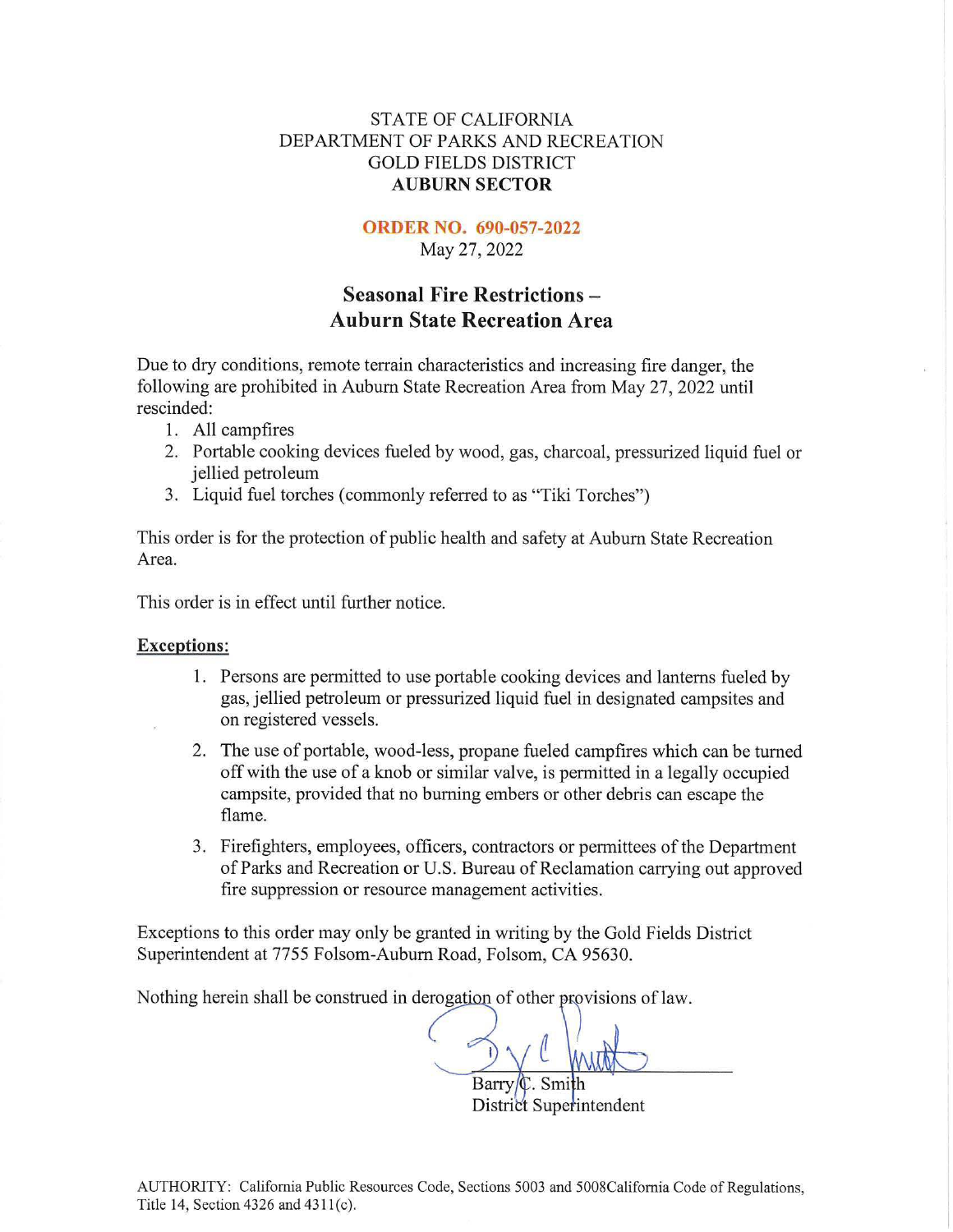STATE OF CALIFORNIA
DEPARTMENT OF PARKS AND RECREATION
GOLD FIELDS DISTRICT
**AUBURN SECTOR**

**ORDER NO. 690-057-2022**
May 27, 2022

## Seasonal Fire Restrictions – Auburn State Recreation Area

Due to dry conditions, remote terrain characteristics and increasing fire danger, the following are prohibited in Auburn State Recreation Area from May 27, 2022 until rescinded:

1. All campfires
2. Portable cooking devices fueled by wood, gas, charcoal, pressurized liquid fuel or jellied petroleum
3. Liquid fuel torches (commonly referred to as "Tiki Torches")

This order is for the protection of public health and safety at Auburn State Recreation Area.

This order is in effect until further notice.

**Exceptions:**

1. Persons are permitted to use portable cooking devices and lanterns fueled by gas, jellied petroleum or pressurized liquid fuel in designated campsites and on registered vessels.
2. The use of portable, wood-less, propane fueled campfires which can be turned off with the use of a knob or similar valve, is permitted in a legally occupied campsite, provided that no burning embers or other debris can escape the flame.
3. Firefighters, employees, officers, contractors or permittees of the Department of Parks and Recreation or U.S. Bureau of Reclamation carrying out approved fire suppression or resource management activities.

Exceptions to this order may only be granted in writing by the Gold Fields District Superintendent at 7755 Folsom-Auburn Road, Folsom, CA 95630.

Nothing herein shall be construed in derogation of other provisions of law.

Barry C. Smith
District Superintendent

AUTHORITY: California Public Resources Code, Sections 5003 and 5008California Code of Regulations, Title 14, Section 4326 and 4311(c).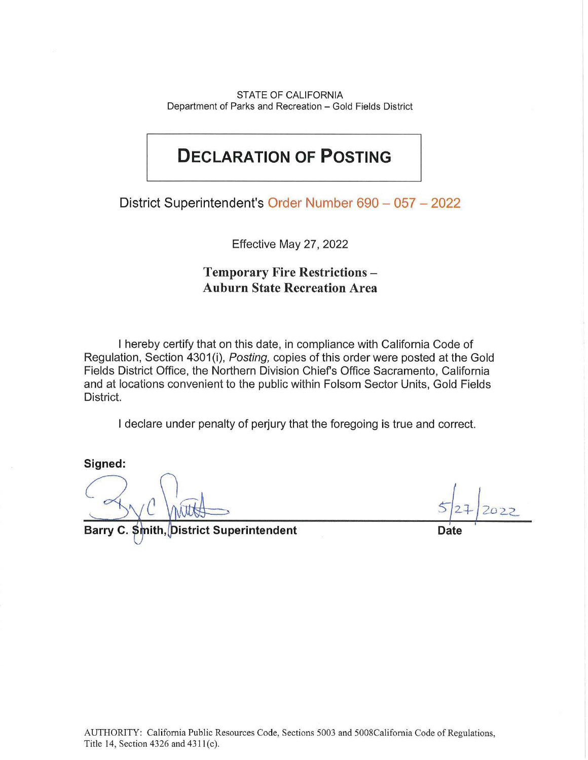STATE OF CALIFORNIA
Department of Parks and Recreation – Gold Fields District

# DECLARATION OF POSTING

## District Superintendent's Order Number 690 – 057 – 2022

Effective May 27, 2022

### Temporary Fire Restrictions – Auburn State Recreation Area

I hereby certify that on this date, in compliance with California Code of Regulation, Section 4301(i), *Posting,* copies of this order were posted at the Gold Fields District Office, the Northern Division Chief's Office Sacramento, California and at locations convenient to the public within Folsom Sector Units, Gold Fields District.

I declare under penalty of perjury that the foregoing is true and correct.

**Signed:**

**Barry C. Smith, District Superintendent** 5/27/2022 **Date**

AUTHORITY: California Public Resources Code, Sections 5003 and 5008California Code of Regulations, Title 14, Section 4326 and 4311(c).